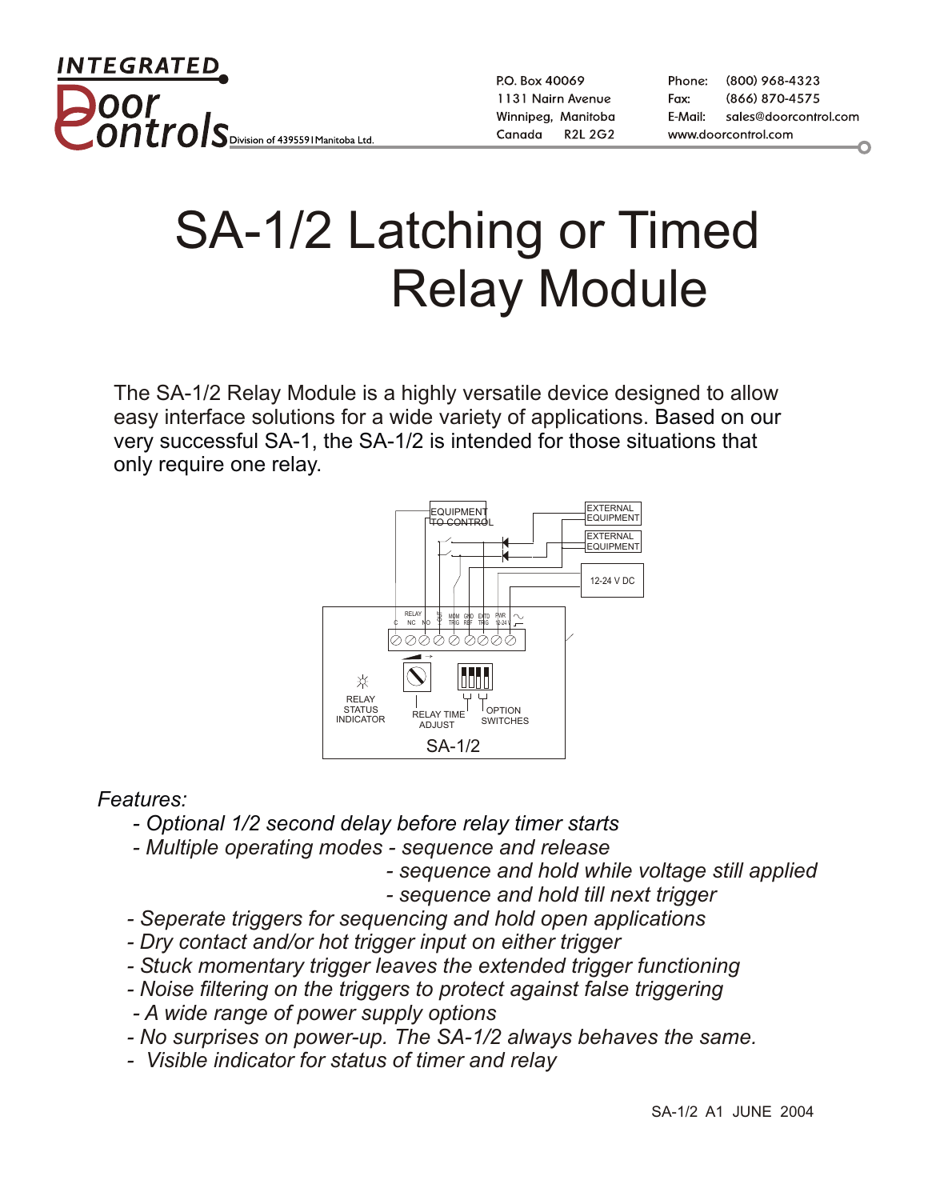INTEGRATED Door Controls Division of 4395591 Manitoba Ltd.

P.O. Box 40069
1131 Nairn Avenue
Winnipeg, Manitoba
Canada R2L 2G2

Phone: (800) 968-4323
Fax: (866) 870-4575
E-Mail: sales@doorcontrol.com
www.doorcontrol.com

# SA-1/2 Latching or Timed Relay Module

The SA-1/2 Relay Module is a highly versatile device designed to allow easy interface solutions for a wide variety of applications. Based on our very successful SA-1, the SA-1/2 is intended for those situations that only require one relay.

EQUIPMENT TO CONTROL

EXTERNAL EQUIPMENT

EXTERNAL EQUIPMENT

12-24 V DC

RELAY C NC NO | OUT | MOM TRIG | GND REF | EXTD TRIG | PWR 12-24 V

RELAY STATUS INDICATOR

RELAY TIME ADJUST

OPTION SWITCHES

SA-1/2

*Features:*

- *Optional 1/2 second delay before relay timer starts*
- *Multiple operating modes - sequence and release*
  - *sequence and hold while voltage still applied*
  - *sequence and hold till next trigger*
- *Seperate triggers for sequencing and hold open applications*
- *Dry contact and/or hot trigger input on either trigger*
- *Stuck momentary trigger leaves the extended trigger functioning*
- *Noise filtering on the triggers to protect against false triggering*
- *A wide range of power supply options*
- *No surprises on power-up. The SA-1/2 always behaves the same.*
- *Visible indicator for status of timer and relay*

SA-1/2 A1 JUNE 2004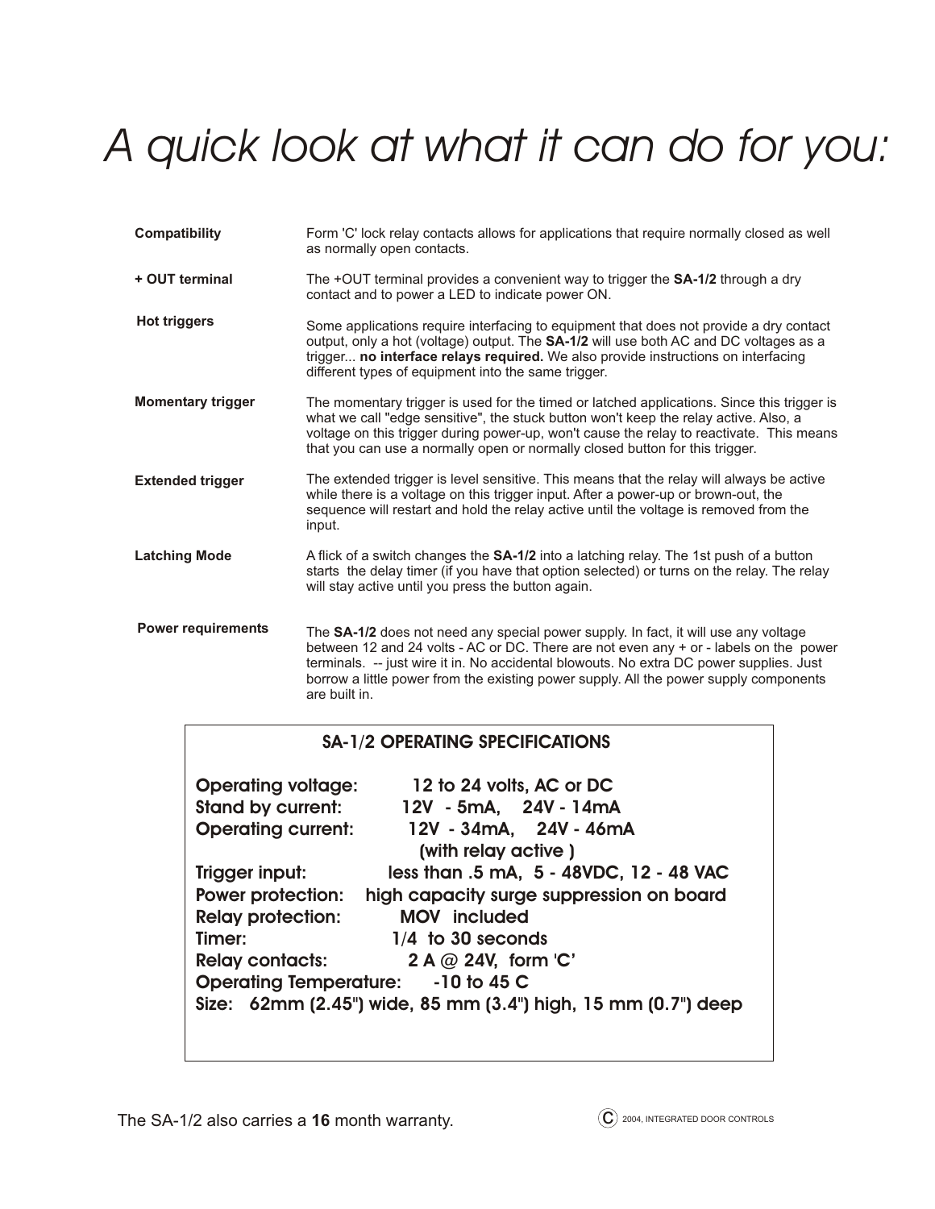# *A quick look at what it can do for you:*

**Compatibility**

Form 'C' lock relay contacts allows for applications that require normally closed as well as normally open contacts.

**+ OUT terminal**

The +OUT terminal provides a convenient way to trigger the **SA-1/2** through a dry contact and to power a LED to indicate power ON.

**Hot triggers**

Some applications require interfacing to equipment that does not provide a dry contact output, only a hot (voltage) output. The **SA-1/2** will use both AC and DC voltages as a trigger... **no interface relays required.** We also provide instructions on interfacing different types of equipment into the same trigger.

**Momentary trigger**

The momentary trigger is used for the timed or latched applications. Since this trigger is what we call "edge sensitive", the stuck button won't keep the relay active. Also, a voltage on this trigger during power-up, won't cause the relay to reactivate. This means that you can use a normally open or normally closed button for this trigger.

**Extended trigger**

The extended trigger is level sensitive. This means that the relay will always be active while there is a voltage on this trigger input. After a power-up or brown-out, the sequence will restart and hold the relay active until the voltage is removed from the input.

**Latching Mode**

A flick of a switch changes the **SA-1/2** into a latching relay. The 1st push of a button starts the delay timer (if you have that option selected) or turns on the relay. The relay will stay active until you press the button again.

**Power requirements**

The **SA-1/2** does not need any special power supply. In fact, it will use any voltage between 12 and 24 volts - AC or DC. There are not even any + or - labels on the power terminals. -- just wire it in. No accidental blowouts. No extra DC power supplies. Just borrow a little power from the existing power supply. All the power supply components are built in.

## SA-1/2 OPERATING SPECIFICATIONS

| | |
|---|---|
| **Operating voltage:** | **12 to 24 volts, AC or DC** |
| **Stand by current:** | **12V - 5mA, 24V - 14mA** |
| **Operating current:** | **12V - 34mA, 24V - 46mA (with relay active )** |
| **Trigger input:** | **less than .5 mA, 5 - 48VDC, 12 - 48 VAC** |
| **Power protection:** | **high capacity surge suppression on board** |
| **Relay protection:** | **MOV included** |
| **Timer:** | **1/4 to 30 seconds** |
| **Relay contacts:** | **2 A @ 24V, form 'C'** |
| **Operating Temperature:** | **-10 to 45 C** |
| **Size:** | **62mm (2.45") wide, 85 mm (3.4") high, 15 mm (0.7") deep** |

The SA-1/2 also carries a **16** month warranty.

© 2004, INTEGRATED DOOR CONTROLS